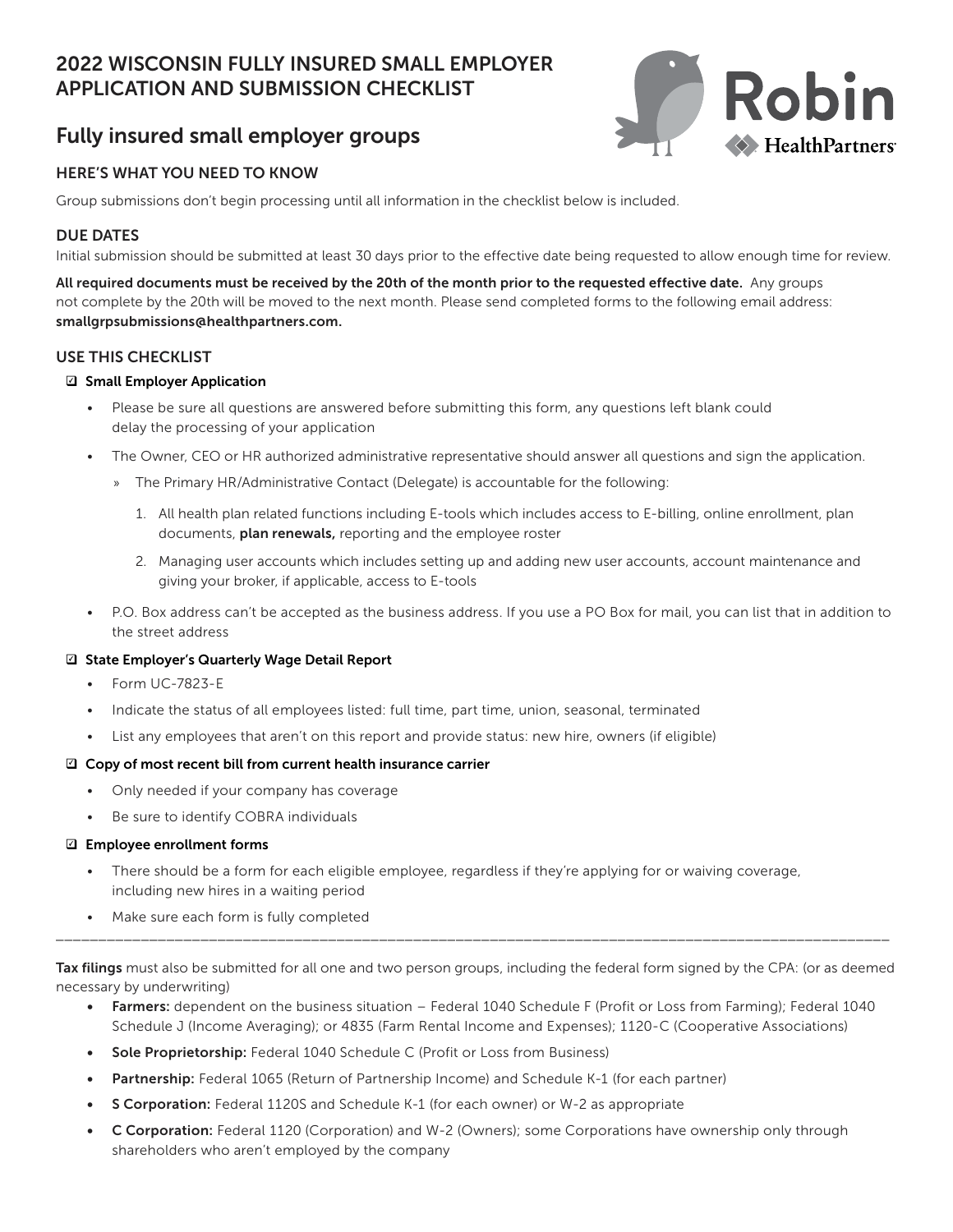# 2022 WISCONSIN FULLY INSURED SMALL EMPLOYER APPLICATION AND SUBMISSION CHECKLIST

Robin HealthPartners

## Fully insured small employer groups

### HERE'S WHAT YOU NEED TO KNOW

Group submissions don't begin processing until all information in the checklist below is included.

### DUE DATES

Initial submission should be submitted at least 30 days prior to the effective date being requested to allow enough time for review.

**All required documents must be received by the 20th of the month prior to the requested effective date.** Any groups not complete by the 20th will be moved to the next month. Please send completed forms to the following email address: **smallgrpsubmissions@healthpartners.com.**

### USE THIS CHECKLIST

☑ **Small Employer Application**

- Please be sure all questions are answered before submitting this form, any questions left blank could delay the processing of your application
- The Owner, CEO or HR authorized administrative representative should answer all questions and sign the application.
  - » The Primary HR/Administrative Contact (Delegate) is accountable for the following:
    1. All health plan related functions including E-tools which includes access to E-billing, online enrollment, plan documents, **plan renewals,** reporting and the employee roster
    2. Managing user accounts which includes setting up and adding new user accounts, account maintenance and giving your broker, if applicable, access to E-tools
- P.O. Box address can't be accepted as the business address. If you use a PO Box for mail, you can list that in addition to the street address

☑ **State Employer's Quarterly Wage Detail Report**

- Form UC-7823-E
- Indicate the status of all employees listed: full time, part time, union, seasonal, terminated
- List any employees that aren't on this report and provide status: new hire, owners (if eligible)

☑ **Copy of most recent bill from current health insurance carrier**

- Only needed if your company has coverage
- Be sure to identify COBRA individuals

☑ **Employee enrollment forms**

- There should be a form for each eligible employee, regardless if they're applying for or waiving coverage, including new hires in a waiting period
- Make sure each form is fully completed

---

**Tax filings** must also be submitted for all one and two person groups, including the federal form signed by the CPA: (or as deemed necessary by underwriting)

- **Farmers:** dependent on the business situation – Federal 1040 Schedule F (Profit or Loss from Farming); Federal 1040 Schedule J (Income Averaging); or 4835 (Farm Rental Income and Expenses); 1120-C (Cooperative Associations)
- **Sole Proprietorship:** Federal 1040 Schedule C (Profit or Loss from Business)
- **Partnership:** Federal 1065 (Return of Partnership Income) and Schedule K-1 (for each partner)
- **S Corporation:** Federal 1120S and Schedule K-1 (for each owner) or W-2 as appropriate
- **C Corporation:** Federal 1120 (Corporation) and W-2 (Owners); some Corporations have ownership only through shareholders who aren't employed by the company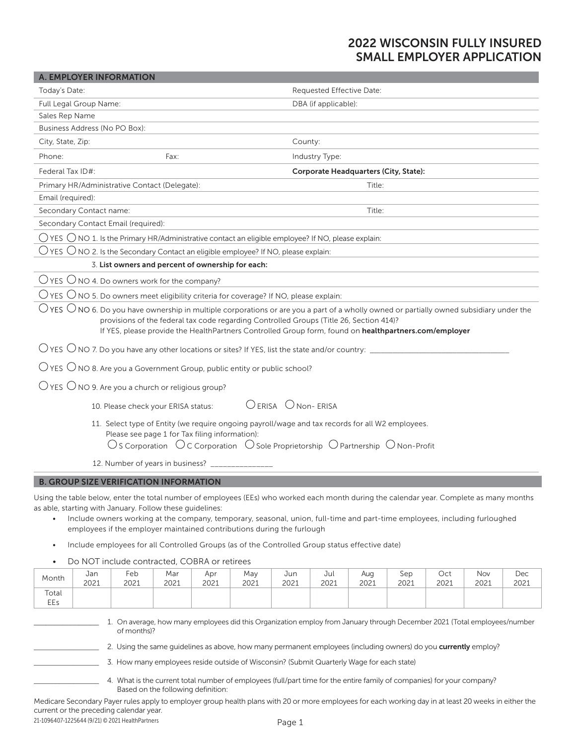# 2022 WISCONSIN FULLY INSURED SMALL EMPLOYER APPLICATION

## A. EMPLOYER INFORMATION

| | |
|---|---|
| Today's Date: | Requested Effective Date: |
| Full Legal Group Name: | DBA (if applicable): |
| Sales Rep Name | |
| Business Address (No PO Box): | |
| City, State, Zip: | County: |
| Phone: Fax: | Industry Type: |
| Federal Tax ID#: | **Corporate Headquarters (City, State):** |
| Primary HR/Administrative Contact (Delegate): | Title: |
| Email (required): | |
| Secondary Contact name: | Title: |
| Secondary Contact Email (required): | |

○ YES ○ NO 1. Is the Primary HR/Administrative contact an eligible employee? If NO, please explain:

○ YES ○ NO 2. Is the Secondary Contact an eligible employee? If NO, please explain:

3. **List owners and percent of ownership for each:**

○ YES ○ NO 4. Do owners work for the company?

○ YES ○ NO 5. Do owners meet eligibility criteria for coverage? If NO, please explain:

○ YES ○ NO 6. Do you have ownership in multiple corporations or are you a part of a wholly owned or partially owned subsidiary under the provisions of the federal tax code regarding Controlled Groups (Title 26, Section 414)?
If YES, please provide the HealthPartners Controlled Group form, found on **healthpartners.com/employer**

○ YES ○ NO 7. Do you have any other locations or sites? If YES, list the state and/or country: ___________________________________

○ YES ○ NO 8. Are you a Government Group, public entity or public school?

○ YES ○ NO 9. Are you a church or religious group?

10. Please check your ERISA status: ○ ERISA ○ Non- ERISA

11. Select type of Entity (we require ongoing payroll/wage and tax records for all W2 employees.
Please see page 1 for Tax filing information):
○ S Corporation ○ C Corporation ○ Sole Proprietorship ○ Partnership ○ Non-Profit

12. Number of years in business? _______________

## B. GROUP SIZE VERIFICATION INFORMATION

Using the table below, enter the total number of employees (EEs) who worked each month during the calendar year. Complete as many months as able, starting with January. Follow these guidelines:

- Include owners working at the company, temporary, seasonal, union, full-time and part-time employees, including furloughed employees if the employer maintained contributions during the furlough
- Include employees for all Controlled Groups (as of the Controlled Group status effective date)
- Do NOT include contracted, COBRA or retirees

| Month | Jan 2021 | Feb 2021 | Mar 2021 | Apr 2021 | May 2021 | Jun 2021 | Jul 2021 | Aug 2021 | Sep 2021 | Oct 2021 | Nov 2021 | Dec 2021 |
|---|---|---|---|---|---|---|---|---|---|---|---|---|
| Total EEs | | | | | | | | | | | | |

_______________ 1. On average, how many employees did this Organization employ from January through December 2021 (Total employees/number of months)?

_______________ 2. Using the same guidelines as above, how many permanent employees (including owners) do you **currently** employ?

_______________ 3. How many employees reside outside of Wisconsin? (Submit Quarterly Wage for each state)

_______________ 4. What is the current total number of employees (full/part time for the entire family of companies) for your company? Based on the following definition:

Medicare Secondary Payer rules apply to employer group health plans with 20 or more employees for each working day in at least 20 weeks in either the current or the preceding calendar year.

21-1096407-1225644 (9/21) © 2021 HealthPartners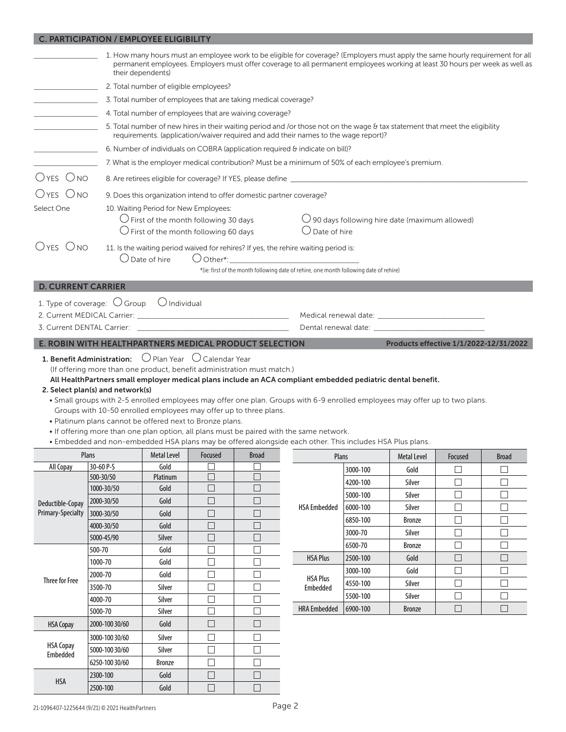## C. PARTICIPATION / EMPLOYEE ELIGIBILITY

\_\_\_\_\_\_\_\_\_\_ 1. How many hours must an employee work to be eligible for coverage? (Employers must apply the same hourly requirement for all permanent employees. Employers must offer coverage to all permanent employees working at least 30 hours per week as well as their dependents)

\_\_\_\_\_\_\_\_\_\_ 2. Total number of eligible employees?

\_\_\_\_\_\_\_\_\_\_ 3. Total number of employees that are taking medical coverage?

\_\_\_\_\_\_\_\_\_\_ 4. Total number of employees that are waiving coverage?

\_\_\_\_\_\_\_\_\_\_ 5. Total number of new hires in their waiting period and /or those not on the wage & tax statement that meet the eligibility requirements. (application/waiver required and add their names to the wage report)?

\_\_\_\_\_\_\_\_\_\_ 6. Number of individuals on COBRA (application required & indicate on bill)?

\_\_\_\_\_\_\_\_\_\_ 7. What is the employer medical contribution? Must be a minimum of 50% of each employee's premium.

○ YES ○ NO 8. Are retirees eligible for coverage? If YES, please define \_\_\_\_\_\_\_\_\_\_

○ YES ○ NO 9. Does this organization intend to offer domestic partner coverage?

Select One 10. Waiting Period for New Employees:
- ○ First of the month following 30 days
- ○ First of the month following 60 days
- ○ 90 days following hire date (maximum allowed)
- ○ Date of hire

○ YES ○ NO 11. Is the waiting period waived for rehires? If yes, the rehire waiting period is:
○ Date of hire ○ Other*: \_\_\_\_\_\_\_\_\_\_

*(ie: first of the month following date of rehire, one month following date of rehire)

## D. CURRENT CARRIER

1. Type of coverage: ○ Group ○ Individual
2. Current MEDICAL Carrier: \_\_\_\_\_\_\_\_\_\_ Medical renewal date: \_\_\_\_\_\_\_\_\_\_
3. Current DENTAL Carrier: \_\_\_\_\_\_\_\_\_\_ Dental renewal date: \_\_\_\_\_\_\_\_\_\_

## E. ROBIN WITH HEALTHPARTNERS MEDICAL PRODUCT SELECTION

**Products effective 1/1/2022-12/31/2022**

**1. Benefit Administration:** ○ Plan Year ○ Calendar Year
(If offering more than one product, benefit administration must match.)

**All HealthPartners small employer medical plans include an ACA compliant embedded pediatric dental benefit.**

**2. Select plan(s) and network(s)**

- Small groups with 2-5 enrolled employees may offer one plan. Groups with 6-9 enrolled employees may offer up to two plans. Groups with 10-50 enrolled employees may offer up to three plans.
- Platinum plans cannot be offered next to Bronze plans.
- If offering more than one plan option, all plans must be paired with the same network.
- Embedded and non-embedded HSA plans may be offered alongside each other. This includes HSA Plus plans.

| Plans | | Metal Level | Focused | Broad |
|---|---|---|---|---|
| All Copay | 30-60 P-S | Gold | ☐ | ☐ |
| Deductible-Copay Primary-Specialty | 500-30/50 | Platinum | ☐ | ☐ |
| | 1000-30/50 | Gold | ☐ | ☐ |
| | 2000-30/50 | Gold | ☐ | ☐ |
| | 3000-30/50 | Gold | ☐ | ☐ |
| | 4000-30/50 | Gold | ☐ | ☐ |
| | 5000-45/90 | Silver | ☐ | ☐ |
| Three for Free | 500-70 | Gold | ☐ | ☐ |
| | 1000-70 | Gold | ☐ | ☐ |
| | 2000-70 | Gold | ☐ | ☐ |
| | 3500-70 | Silver | ☐ | ☐ |
| | 4000-70 | Silver | ☐ | ☐ |
| | 5000-70 | Silver | ☐ | ☐ |
| HSA Copay | 2000-100 30/60 | Gold | ☐ | ☐ |
| HSA Copay Embedded | 3000-100 30/60 | Silver | ☐ | ☐ |
| | 5000-100 30/60 | Silver | ☐ | ☐ |
| | 6250-100 30/60 | Bronze | ☐ | ☐ |
| HSA | 2300-100 | Gold | ☐ | ☐ |
| | 2500-100 | Gold | ☐ | ☐ |

| Plans | | Metal Level | Focused | Broad |
|---|---|---|---|---|
| HSA Embedded | 3000-100 | Gold | ☐ | ☐ |
| | 4200-100 | Silver | ☐ | ☐ |
| | 5000-100 | Silver | ☐ | ☐ |
| | 6000-100 | Silver | ☐ | ☐ |
| | 6850-100 | Bronze | ☐ | ☐ |
| | 3000-70 | Silver | ☐ | ☐ |
| | 6500-70 | Bronze | ☐ | ☐ |
| HSA Plus | 2500-100 | Gold | ☐ | ☐ |
| HSA Plus Embedded | 3000-100 | Gold | ☐ | ☐ |
| | 4550-100 | Silver | ☐ | ☐ |
| | 5500-100 | Silver | ☐ | ☐ |
| HRA Embedded | 6900-100 | Bronze | ☐ | ☐ |

21-1096407-1225644 (9/21) © 2021 HealthPartners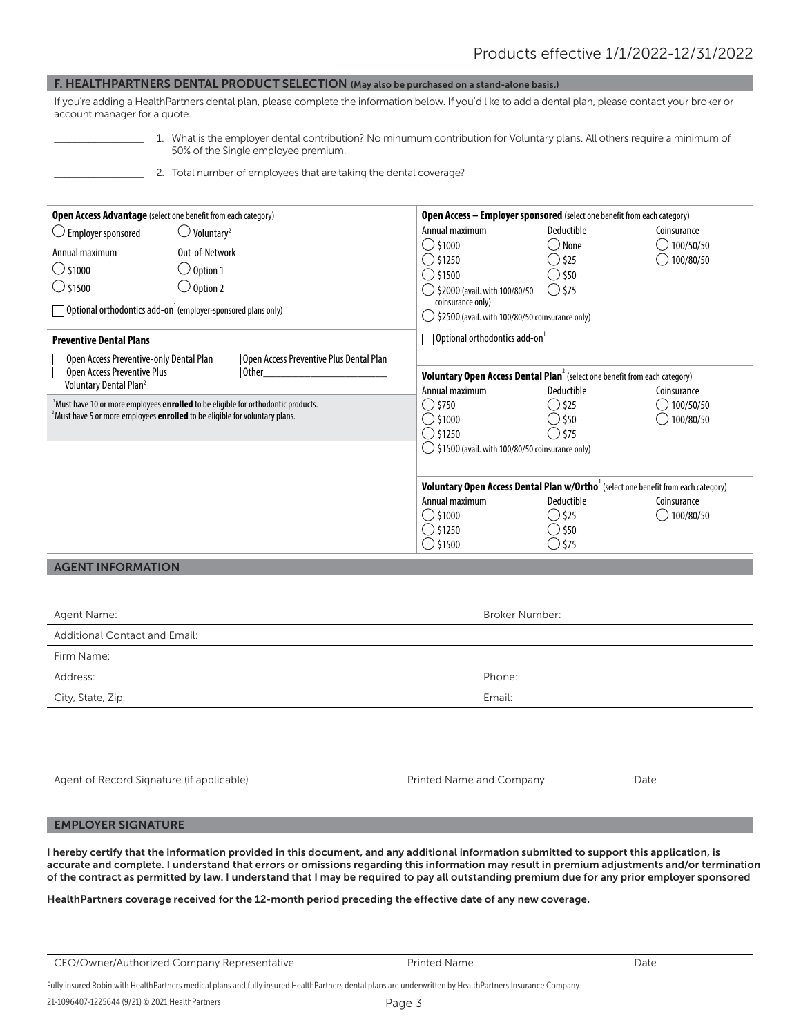Products effective 1/1/2022-12/31/2022

## F. HEALTHPARTNERS DENTAL PRODUCT SELECTION (May also be purchased on a stand-alone basis.)

If you're adding a HealthPartners dental plan, please complete the information below. If you'd like to add a dental plan, please contact your broker or account manager for a quote.

_______________ 1. What is the employer dental contribution? No minumum contribution for Voluntary plans. All others require a minimum of 50% of the Single employee premium.

_______________ 2. Total number of employees that are taking the dental coverage?

**Open Access Advantage** (select one benefit from each category)

◯ Employer sponsored ◯ Voluntary[2]

| Annual maximum | Out-of-Network |
|---|---|
| ◯ $1000 | ◯ Option 1 |
| ◯ $1500 | ◯ Option 2 |

☐ Optional orthodontics add-on[1] (employer-sponsored plans only)

**Preventive Dental Plans**

☐ Open Access Preventive-only Dental Plan
☐ Open Access Preventive Plus Dental Plan
☐ Open Access Preventive Plus Voluntary Dental Plan[2]
☐ Other_______________________

[1]Must have 10 or more employees **enrolled** to be eligible for orthodontic products.
[2]Must have 5 or more employees **enrolled** to be eligible for voluntary plans.

**Open Access – Employer sponsored** (select one benefit from each category)

| Annual maximum | Deductible | Coinsurance |
|---|---|---|
| ◯ $1000 | ◯ None | ◯ 100/50/50 |
| ◯ $1250 | ◯ $25 | ◯ 100/80/50 |
| ◯ $1500 | ◯ $50 | |
| ◯ $2000 (avail. with 100/80/50 coinsurance only) | ◯ $75 | |
| ◯ $2500 (avail. with 100/80/50 coinsurance only) | | |

☐ Optional orthodontics add-on[1]

**Voluntary Open Access Dental Plan**[2] (select one benefit from each category)

| Annual maximum | Deductible | Coinsurance |
|---|---|---|
| ◯ $750 | ◯ $25 | ◯ 100/50/50 |
| ◯ $1000 | ◯ $50 | ◯ 100/80/50 |
| ◯ $1250 | ◯ $75 | |
| ◯ $1500 (avail. with 100/80/50 coinsurance only) | | |

**Voluntary Open Access Dental Plan w/Ortho**[1] (select one benefit from each category)

| Annual maximum | Deductible | Coinsurance |
|---|---|---|
| ◯ $1000 | ◯ $25 | ◯ 100/80/50 |
| ◯ $1250 | ◯ $50 | |
| ◯ $1500 | ◯ $75 | |

## AGENT INFORMATION

Agent Name: Broker Number:

Additional Contact and Email:

Firm Name:

Address: Phone:

City, State, Zip: Email:

Agent of Record Signature (if applicable) Printed Name and Company Date

## EMPLOYER SIGNATURE

**I hereby certify that the information provided in this document, and any additional information submitted to support this application, is accurate and complete. I understand that errors or omissions regarding this information may result in premium adjustments and/or termination of the contract as permitted by law. I understand that I may be required to pay all outstanding premium due for any prior employer sponsored**

**HealthPartners coverage received for the 12-month period preceding the effective date of any new coverage.**

CEO/Owner/Authorized Company Representative Printed Name Date

Fully insured Robin with HealthPartners medical plans and fully insured HealthPartners dental plans are underwritten by HealthPartners Insurance Company.

21-1096407-1225644 (9/21) © 2021 HealthPartners